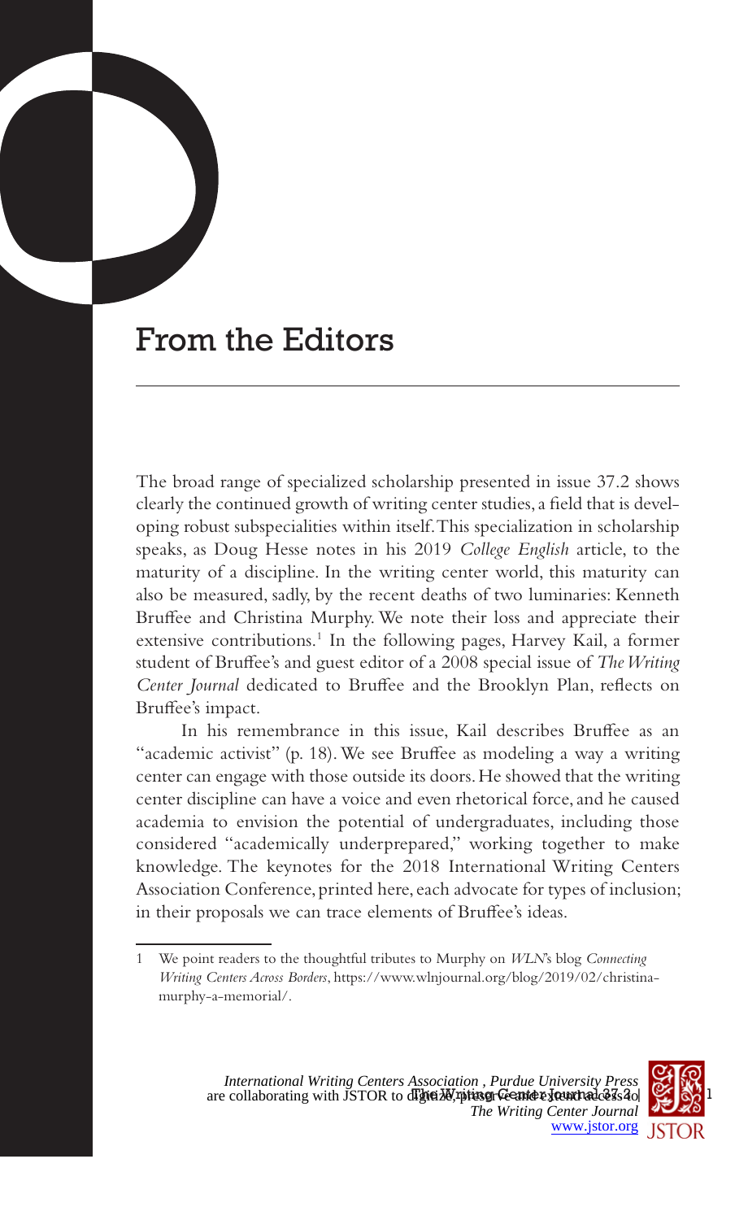# From the Editors

The broad range of specialized scholarship presented in issue 37.2 shows clearly the continued growth of writing center studies, a field that is developing robust subspecialities within itself. This specialization in scholarship speaks, as Doug Hesse notes in his 2019 *College English* article, to the maturity of a discipline. In the writing center world, this maturity can also be measured, sadly, by the recent deaths of two luminaries: Kenneth Bruffee and Christina Murphy. We note their loss and appreciate their extensive contributions.[1] In the following pages, Harvey Kail, a former student of Bruffee's and guest editor of a 2008 special issue of *The Writing Center Journal* dedicated to Bruffee and the Brooklyn Plan, reflects on Bruffee's impact.

In his remembrance in this issue, Kail describes Bruffee as an "academic activist" (p. 18). We see Bruffee as modeling a way a writing center can engage with those outside its doors. He showed that the writing center discipline can have a voice and even rhetorical force, and he caused academia to envision the potential of undergraduates, including those considered "academically underprepared," working together to make knowledge. The keynotes for the 2018 International Writing Centers Association Conference, printed here, each advocate for types of inclusion; in their proposals we can trace elements of Bruffee's ideas.

---

1 We point readers to the thoughtful tributes to Murphy on *WLN*'s blog *Connecting Writing Centers Across Borders*, https://www.wlnjournal.org/blog/2019/02/christina-murphy-a-memorial/.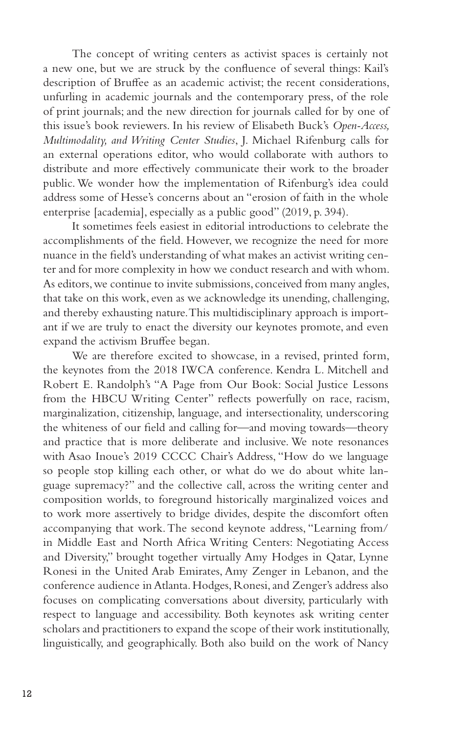The concept of writing centers as activist spaces is certainly not a new one, but we are struck by the confluence of several things: Kail's description of Bruffee as an academic activist; the recent considerations, unfurling in academic journals and the contemporary press, of the role of print journals; and the new direction for journals called for by one of this issue's book reviewers. In his review of Elisabeth Buck's *Open-Access, Multimodality, and Writing Center Studies*, J. Michael Rifenburg calls for an external operations editor, who would collaborate with authors to distribute and more effectively communicate their work to the broader public. We wonder how the implementation of Rifenburg's idea could address some of Hesse's concerns about an "erosion of faith in the whole enterprise [academia], especially as a public good" (2019, p. 394).

It sometimes feels easiest in editorial introductions to celebrate the accomplishments of the field. However, we recognize the need for more nuance in the field's understanding of what makes an activist writing center and for more complexity in how we conduct research and with whom. As editors, we continue to invite submissions, conceived from many angles, that take on this work, even as we acknowledge its unending, challenging, and thereby exhausting nature. This multidisciplinary approach is important if we are truly to enact the diversity our keynotes promote, and even expand the activism Bruffee began.

We are therefore excited to showcase, in a revised, printed form, the keynotes from the 2018 IWCA conference. Kendra L. Mitchell and Robert E. Randolph's "A Page from Our Book: Social Justice Lessons from the HBCU Writing Center" reflects powerfully on race, racism, marginalization, citizenship, language, and intersectionality, underscoring the whiteness of our field and calling for—and moving towards—theory and practice that is more deliberate and inclusive. We note resonances with Asao Inoue's 2019 CCCC Chair's Address, "How do we language so people stop killing each other, or what do we do about white language supremacy?" and the collective call, across the writing center and composition worlds, to foreground historically marginalized voices and to work more assertively to bridge divides, despite the discomfort often accompanying that work. The second keynote address, "Learning from/in Middle East and North Africa Writing Centers: Negotiating Access and Diversity," brought together virtually Amy Hodges in Qatar, Lynne Ronesi in the United Arab Emirates, Amy Zenger in Lebanon, and the conference audience in Atlanta. Hodges, Ronesi, and Zenger's address also focuses on complicating conversations about diversity, particularly with respect to language and accessibility. Both keynotes ask writing center scholars and practitioners to expand the scope of their work institutionally, linguistically, and geographically. Both also build on the work of Nancy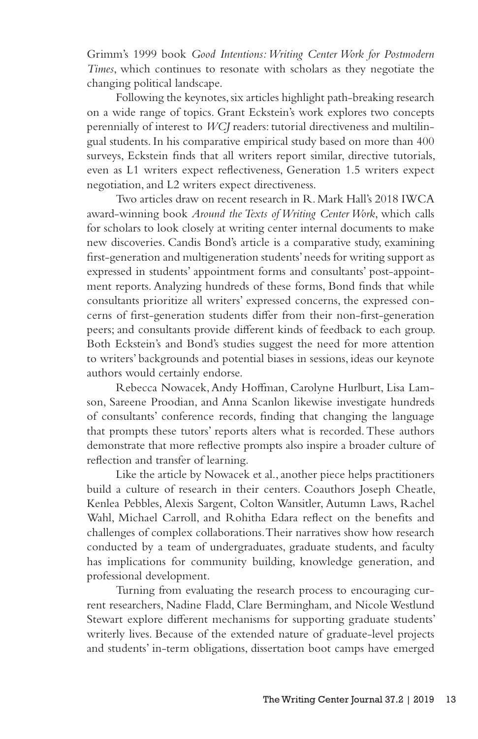Grimm's 1999 book *Good Intentions: Writing Center Work for Postmodern Times*, which continues to resonate with scholars as they negotiate the changing political landscape.

Following the keynotes, six articles highlight path-breaking research on a wide range of topics. Grant Eckstein's work explores two concepts perennially of interest to *WCJ* readers: tutorial directiveness and multilingual students. In his comparative empirical study based on more than 400 surveys, Eckstein finds that all writers report similar, directive tutorials, even as L1 writers expect reflectiveness, Generation 1.5 writers expect negotiation, and L2 writers expect directiveness.

Two articles draw on recent research in R. Mark Hall's 2018 IWCA award-winning book *Around the Texts of Writing Center Work*, which calls for scholars to look closely at writing center internal documents to make new discoveries. Candis Bond's article is a comparative study, examining first-generation and multigeneration students' needs for writing support as expressed in students' appointment forms and consultants' post-appointment reports. Analyzing hundreds of these forms, Bond finds that while consultants prioritize all writers' expressed concerns, the expressed concerns of first-generation students differ from their non-first-generation peers; and consultants provide different kinds of feedback to each group. Both Eckstein's and Bond's studies suggest the need for more attention to writers' backgrounds and potential biases in sessions, ideas our keynote authors would certainly endorse.

Rebecca Nowacek, Andy Hoffman, Carolyne Hurlburt, Lisa Lamson, Sareene Proodian, and Anna Scanlon likewise investigate hundreds of consultants' conference records, finding that changing the language that prompts these tutors' reports alters what is recorded. These authors demonstrate that more reflective prompts also inspire a broader culture of reflection and transfer of learning.

Like the article by Nowacek et al., another piece helps practitioners build a culture of research in their centers. Coauthors Joseph Cheatle, Kenlea Pebbles, Alexis Sargent, Colton Wansitler, Autumn Laws, Rachel Wahl, Michael Carroll, and Rohitha Edara reflect on the benefits and challenges of complex collaborations. Their narratives show how research conducted by a team of undergraduates, graduate students, and faculty has implications for community building, knowledge generation, and professional development.

Turning from evaluating the research process to encouraging current researchers, Nadine Fladd, Clare Bermingham, and Nicole Westlund Stewart explore different mechanisms for supporting graduate students' writerly lives. Because of the extended nature of graduate-level projects and students' in-term obligations, dissertation boot camps have emerged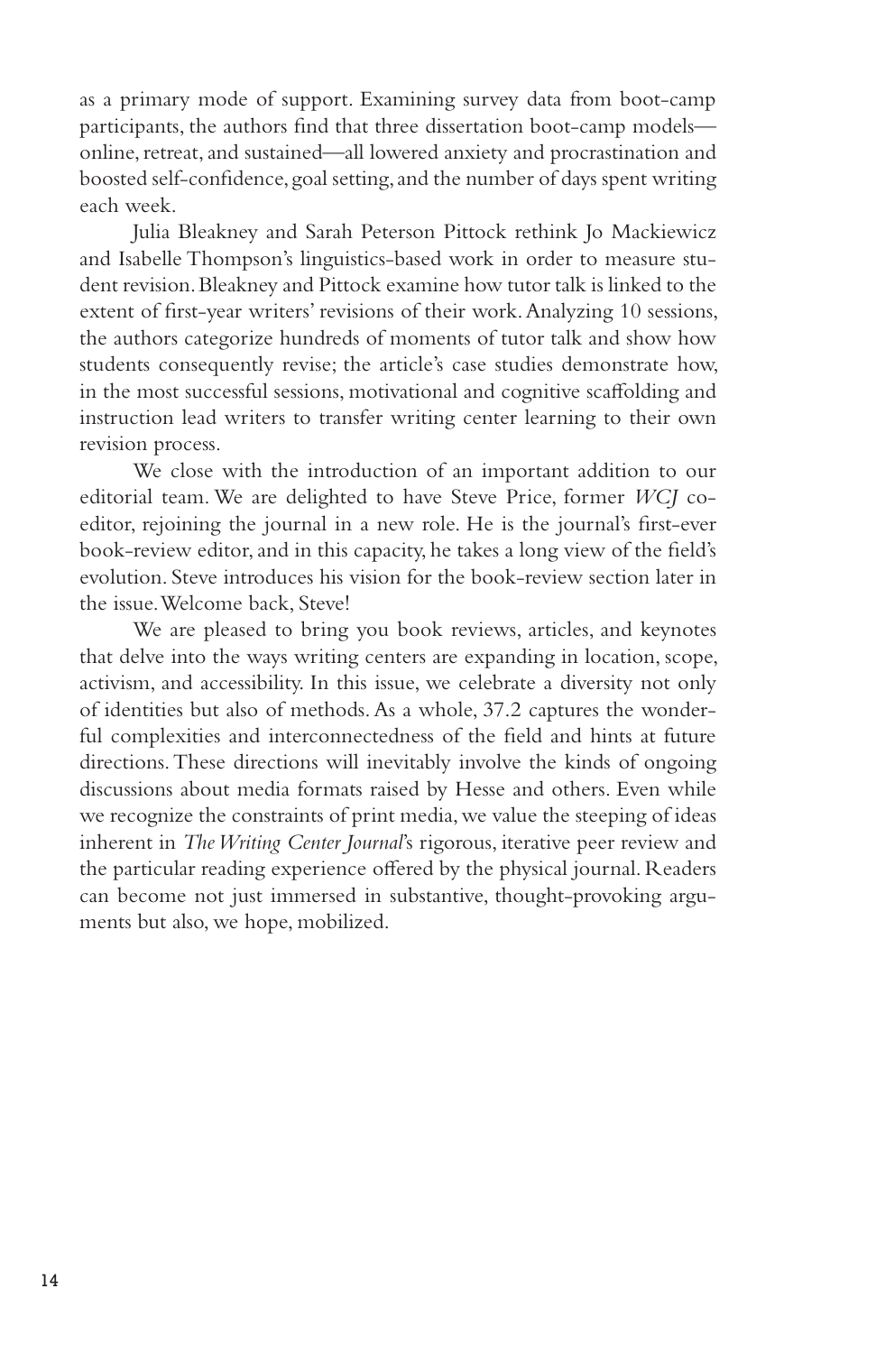as a primary mode of support. Examining survey data from boot-camp participants, the authors find that three dissertation boot-camp models—online, retreat, and sustained—all lowered anxiety and procrastination and boosted self-confidence, goal setting, and the number of days spent writing each week.

Julia Bleakney and Sarah Peterson Pittock rethink Jo Mackiewicz and Isabelle Thompson's linguistics-based work in order to measure student revision. Bleakney and Pittock examine how tutor talk is linked to the extent of first-year writers' revisions of their work. Analyzing 10 sessions, the authors categorize hundreds of moments of tutor talk and show how students consequently revise; the article's case studies demonstrate how, in the most successful sessions, motivational and cognitive scaffolding and instruction lead writers to transfer writing center learning to their own revision process.

We close with the introduction of an important addition to our editorial team. We are delighted to have Steve Price, former *WCJ* co-editor, rejoining the journal in a new role. He is the journal's first-ever book-review editor, and in this capacity, he takes a long view of the field's evolution. Steve introduces his vision for the book-review section later in the issue. Welcome back, Steve!

We are pleased to bring you book reviews, articles, and keynotes that delve into the ways writing centers are expanding in location, scope, activism, and accessibility. In this issue, we celebrate a diversity not only of identities but also of methods. As a whole, 37.2 captures the wonderful complexities and interconnectedness of the field and hints at future directions. These directions will inevitably involve the kinds of ongoing discussions about media formats raised by Hesse and others. Even while we recognize the constraints of print media, we value the steeping of ideas inherent in *The Writing Center Journal*'s rigorous, iterative peer review and the particular reading experience offered by the physical journal. Readers can become not just immersed in substantive, thought-provoking arguments but also, we hope, mobilized.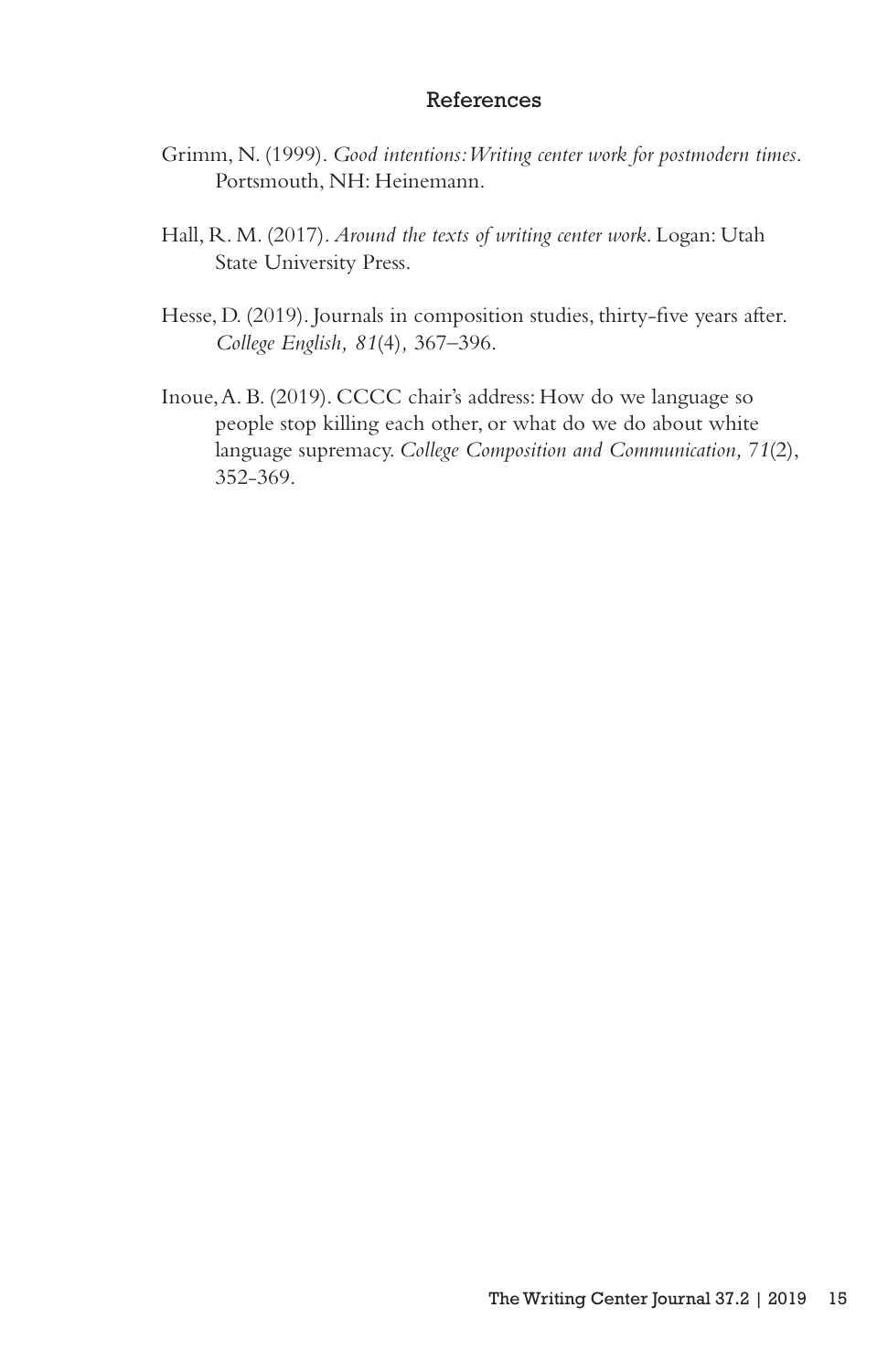## References

Grimm, N. (1999). *Good intentions: Writing center work for postmodern times*. Portsmouth, NH: Heinemann.

Hall, R. M. (2017). *Around the texts of writing center work*. Logan: Utah State University Press.

Hesse, D. (2019). Journals in composition studies, thirty-five years after. *College English, 81*(4), 367–396.

Inoue, A. B. (2019). CCCC chair's address: How do we language so people stop killing each other, or what do we do about white language supremacy. *College Composition and Communication, 71*(2), 352-369.